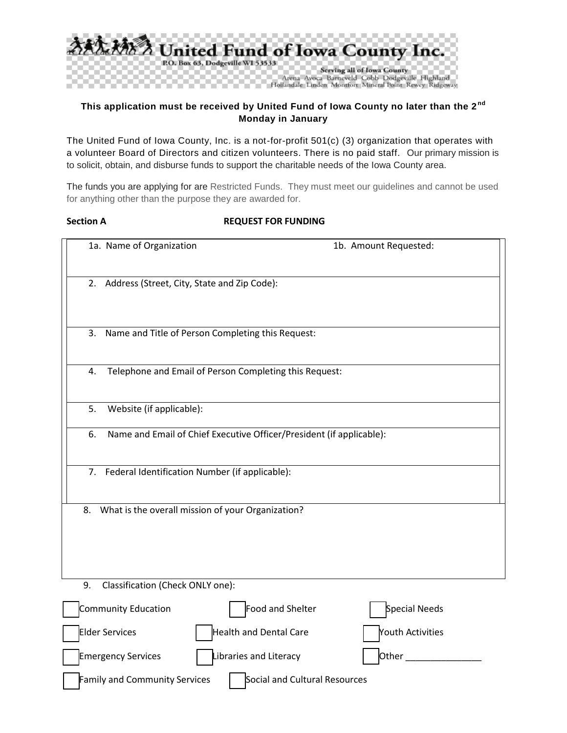# United Fund of Iowa County Inc.

P.O. Box 63, Dodgeville WI 53533

Serving all of Iowa County
Arena Avoca Barneveld Cobb Dodgeville Highland Hollandale Linden Montfort Mineral Point Rewey Ridgeway

**This application must be received by United Fund of Iowa County no later than the 2nd Monday in January**

The United Fund of Iowa County, Inc. is a not-for-profit 501(c) (3) organization that operates with a volunteer Board of Directors and citizen volunteers. There is no paid staff. Our primary mission is to solicit, obtain, and disburse funds to support the charitable needs of the Iowa County area.

The funds you are applying for are Restricted Funds. They must meet our guidelines and cannot be used for anything other than the purpose they are awarded for.

**Section A** **REQUEST FOR FUNDING**

| 1a. Name of Organization | 1b. Amount Requested: |
|---|---|
| 2. Address (Street, City, State and Zip Code): | |
| 3. Name and Title of Person Completing this Request: | |
| 4. Telephone and Email of Person Completing this Request: | |
| 5. Website (if applicable): | |
| 6. Name and Email of Chief Executive Officer/President (if applicable): | |
| 7. Federal Identification Number (if applicable): | |
| 8. What is the overall mission of your Organization? | |

9. Classification (Check ONLY one):

- [ ] Community Education
- [ ] Food and Shelter
- [ ] Special Needs
- [ ] Elder Services
- [ ] Health and Dental Care
- [ ] Youth Activities
- [ ] Emergency Services
- [ ] Libraries and Literacy
- [ ] Other _______________
- [ ] Family and Community Services
- [ ] Social and Cultural Resources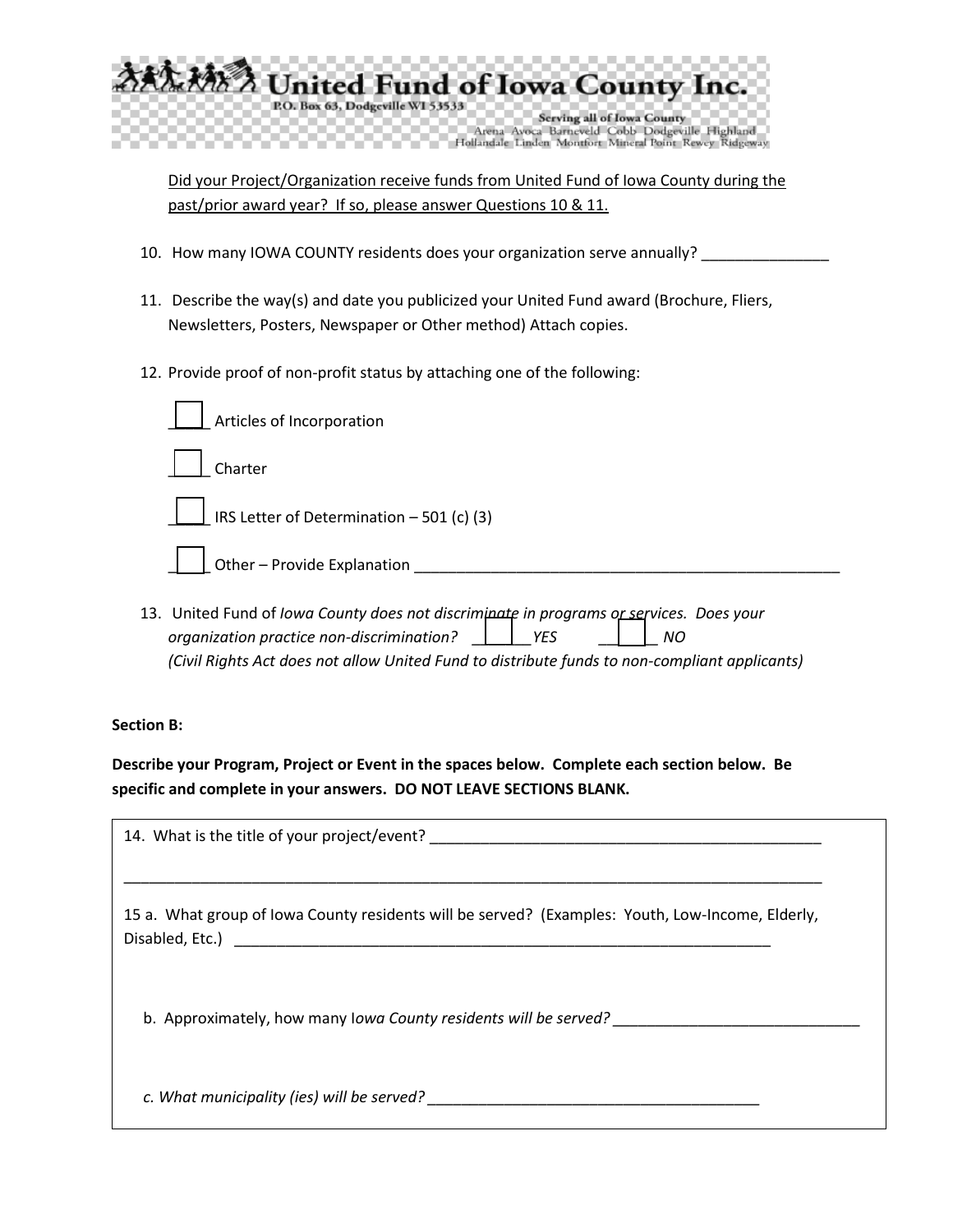# United Fund of Iowa County Inc.

P.O. Box 63, Dodgeville WI 53533

**Serving all of Iowa County**

Arena Avoca Barneveld Cobb Dodgeville Highland Hollandale Linden Montfort Mineral Point Rewey Ridgeway

Did your Project/Organization receive funds from United Fund of Iowa County during the past/prior award year? If so, please answer Questions 10 & 11.

10. How many IOWA COUNTY residents does your organization serve annually? _______________

11. Describe the way(s) and date you publicized your United Fund award (Brochure, Fliers, Newsletters, Posters, Newspaper or Other method) Attach copies.

12. Provide proof of non-profit status by attaching one of the following:

    ☐ Articles of Incorporation

    ☐ Charter

    ☐ IRS Letter of Determination – 501 (c) (3)

    ☐ Other – Provide Explanation _____________________________________________________

13. United Fund of *Iowa County does not discriminate in programs or services. Does your organization practice non-discrimination?* ☐ *YES* ☐ *NO*
    *(Civil Rights Act does not allow United Fund to distribute funds to non-compliant applicants)*

**Section B:**

**Describe your Program, Project or Event in the spaces below. Complete each section below. Be specific and complete in your answers. DO NOT LEAVE SECTIONS BLANK.**

14. What is the title of your project/event? ________________________________________________

_____________________________________________________________________________________

15 a. What group of Iowa County residents will be served? (Examples: Youth, Low-Income, Elderly, Disabled, Etc.) ___________________________________________________________________

b. Approximately, how many I*owa County residents will be served?* _____________________________

*c. What municipality (ies) will be served?* ________________________________________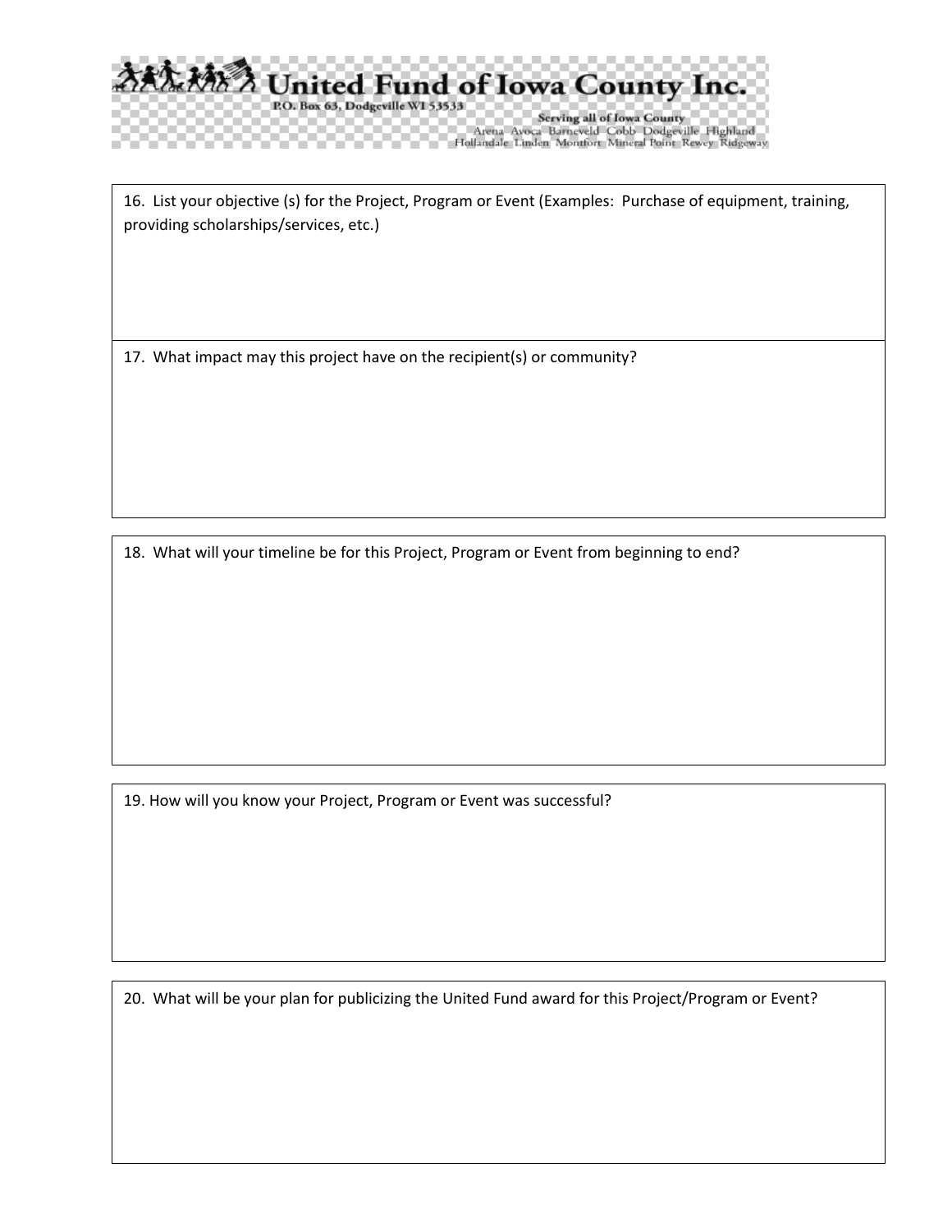16. List your objective (s) for the Project, Program or Event (Examples: Purchase of equipment, training, providing scholarships/services, etc.)

17. What impact may this project have on the recipient(s) or community?

18. What will your timeline be for this Project, Program or Event from beginning to end?

19. How will you know your Project, Program or Event was successful?

20. What will be your plan for publicizing the United Fund award for this Project/Program or Event?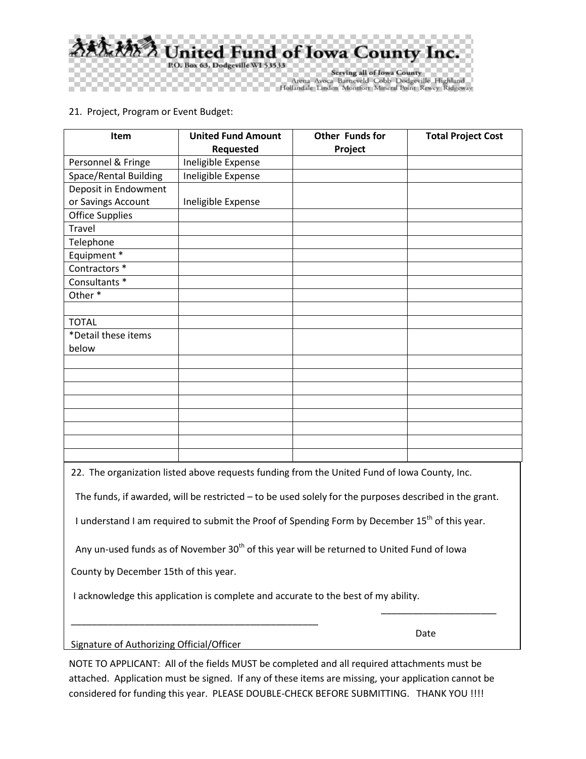# United Fund of Iowa County Inc.

P.O. Box 63, Dodgeville WI 53533

**Serving all of Iowa County**

Arena Avoca Barneveld Cobb Dodgeville Highland Hollandale Linden Montfort Mineral Point Rewey Ridgeway

21. Project, Program or Event Budget:

| Item | United Fund Amount Requested | Other Funds for Project | Total Project Cost |
|---|---|---|---|
| Personnel & Fringe | Ineligible Expense | | |
| Space/Rental Building | Ineligible Expense | | |
| Deposit in Endowment or Savings Account | Ineligible Expense | | |
| Office Supplies | | | |
| Travel | | | |
| Telephone | | | |
| Equipment * | | | |
| Contractors * | | | |
| Consultants * | | | |
| Other * | | | |
| | | | |
| TOTAL | | | |
| *Detail these items below | | | |
| | | | |
| | | | |
| | | | |
| | | | |
| | | | |
| | | | |
| | | | |
| | | | |

22. The organization listed above requests funding from the United Fund of Iowa County, Inc.

The funds, if awarded, will be restricted – to be used solely for the purposes described in the grant.

I understand I am required to submit the Proof of Spending Form by December 15th of this year.

Any un-used funds as of November 30th of this year will be returned to United Fund of Iowa County by December 15th of this year.

I acknowledge this application is complete and accurate to the best of my ability.

_______________________________________________ ______________________

Signature of Authorizing Official/Officer Date

NOTE TO APPLICANT: All of the fields MUST be completed and all required attachments must be attached. Application must be signed. If any of these items are missing, your application cannot be considered for funding this year. PLEASE DOUBLE-CHECK BEFORE SUBMITTING. THANK YOU !!!!